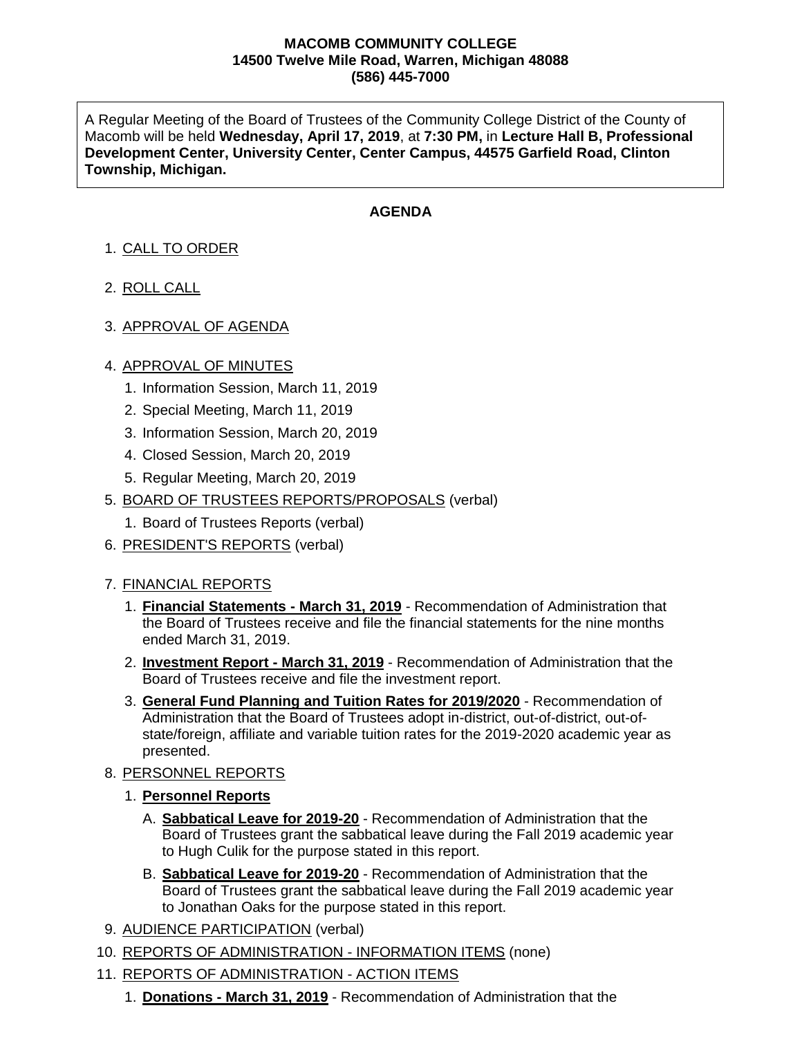**MACOMB COMMUNITY COLLEGE**
**14500 Twelve Mile Road, Warren, Michigan 48088**
**(586) 445-7000**

A Regular Meeting of the Board of Trustees of the Community College District of the County of Macomb will be held **Wednesday, April 17, 2019**, at **7:30 PM,** in **Lecture Hall B, Professional Development Center, University Center, Center Campus, 44575 Garfield Road, Clinton Township, Michigan.**

## AGENDA

1. <u>CALL TO ORDER</u>
2. <u>ROLL CALL</u>
3. <u>APPROVAL OF AGENDA</u>
4. <u>APPROVAL OF MINUTES</u>
   1. Information Session, March 11, 2019
   2. Special Meeting, March 11, 2019
   3. Information Session, March 20, 2019
   4. Closed Session, March 20, 2019
   5. Regular Meeting, March 20, 2019
5. <u>BOARD OF TRUSTEES REPORTS/PROPOSALS</u> (verbal)
   1. Board of Trustees Reports (verbal)
6. <u>PRESIDENT'S REPORTS</u> (verbal)
7. <u>FINANCIAL REPORTS</u>
   1. **<u>Financial Statements - March 31, 2019</u>** - Recommendation of Administration that the Board of Trustees receive and file the financial statements for the nine months ended March 31, 2019.
   2. **<u>Investment Report - March 31, 2019</u>** - Recommendation of Administration that the Board of Trustees receive and file the investment report.
   3. **<u>General Fund Planning and Tuition Rates for 2019/2020</u>** - Recommendation of Administration that the Board of Trustees adopt in-district, out-of-district, out-of-state/foreign, affiliate and variable tuition rates for the 2019-2020 academic year as presented.
8. <u>PERSONNEL REPORTS</u>
   1. **<u>Personnel Reports</u>**
      - A. **<u>Sabbatical Leave for 2019-20</u>** - Recommendation of Administration that the Board of Trustees grant the sabbatical leave during the Fall 2019 academic year to Hugh Culik for the purpose stated in this report.
      - B. **<u>Sabbatical Leave for 2019-20</u>** - Recommendation of Administration that the Board of Trustees grant the sabbatical leave during the Fall 2019 academic year to Jonathan Oaks for the purpose stated in this report.
9. <u>AUDIENCE PARTICIPATION</u> (verbal)
10. <u>REPORTS OF ADMINISTRATION - INFORMATION ITEMS</u> (none)
11. <u>REPORTS OF ADMINISTRATION - ACTION ITEMS</u>
    1. **<u>Donations - March 31, 2019</u>** - Recommendation of Administration that the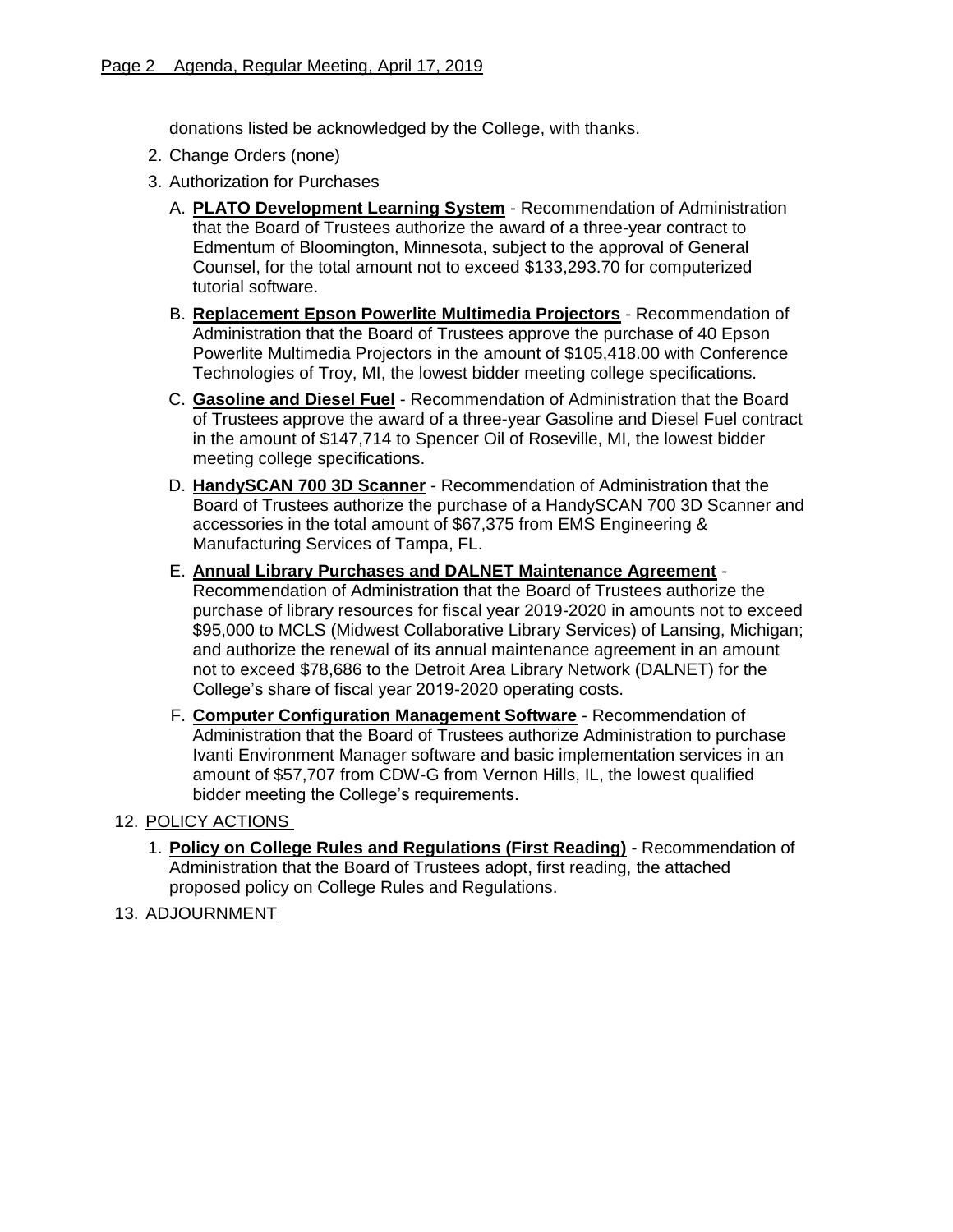donations listed be acknowledged by the College, with thanks.

2. Change Orders (none)
3. Authorization for Purchases
   A. **PLATO Development Learning System** - Recommendation of Administration that the Board of Trustees authorize the award of a three-year contract to Edmentum of Bloomington, Minnesota, subject to the approval of General Counsel, for the total amount not to exceed $133,293.70 for computerized tutorial software.
   B. **Replacement Epson Powerlite Multimedia Projectors** - Recommendation of Administration that the Board of Trustees approve the purchase of 40 Epson Powerlite Multimedia Projectors in the amount of $105,418.00 with Conference Technologies of Troy, MI, the lowest bidder meeting college specifications.
   C. **Gasoline and Diesel Fuel** - Recommendation of Administration that the Board of Trustees approve the award of a three-year Gasoline and Diesel Fuel contract in the amount of $147,714 to Spencer Oil of Roseville, MI, the lowest bidder meeting college specifications.
   D. **HandySCAN 700 3D Scanner** - Recommendation of Administration that the Board of Trustees authorize the purchase of a HandySCAN 700 3D Scanner and accessories in the total amount of $67,375 from EMS Engineering & Manufacturing Services of Tampa, FL.
   E. **Annual Library Purchases and DALNET Maintenance Agreement** - Recommendation of Administration that the Board of Trustees authorize the purchase of library resources for fiscal year 2019-2020 in amounts not to exceed $95,000 to MCLS (Midwest Collaborative Library Services) of Lansing, Michigan; and authorize the renewal of its annual maintenance agreement in an amount not to exceed $78,686 to the Detroit Area Library Network (DALNET) for the College's share of fiscal year 2019-2020 operating costs.
   F. **Computer Configuration Management Software** - Recommendation of Administration that the Board of Trustees authorize Administration to purchase Ivanti Environment Manager software and basic implementation services in an amount of $57,707 from CDW-G from Vernon Hills, IL, the lowest qualified bidder meeting the College's requirements.

12. POLICY ACTIONS
    1. **Policy on College Rules and Regulations (First Reading)** - Recommendation of Administration that the Board of Trustees adopt, first reading, the attached proposed policy on College Rules and Regulations.

13. ADJOURNMENT